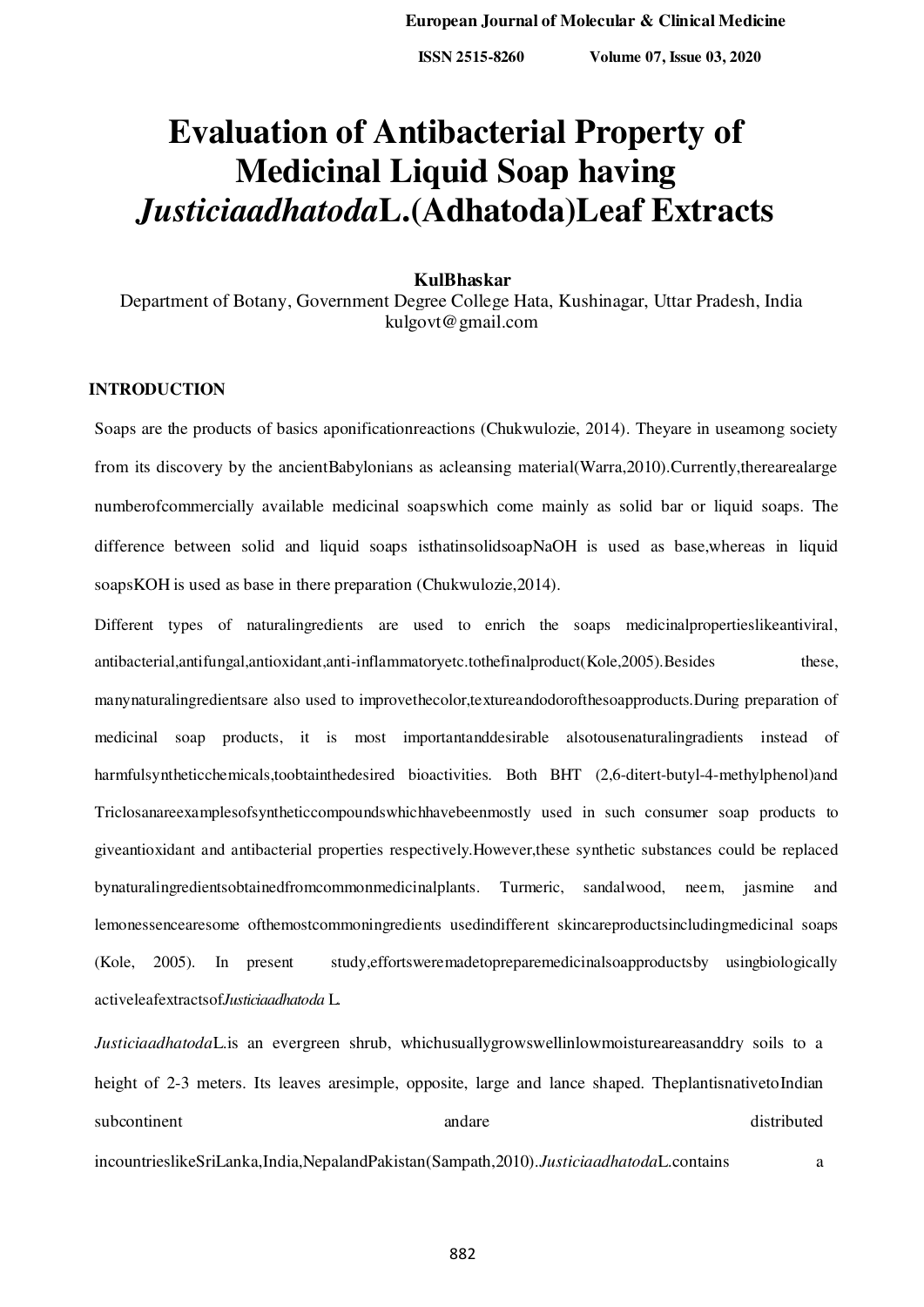# Evaluation of Antibacterial Property of Medicinal Liquid Soap having *Justiciaadhatoda*L.(Adhatoda)Leaf Extracts

**KulBhaskar**

Department of Botany, Government Degree College Hata, Kushinagar, Uttar Pradesh, India

kulgovt@gmail.com

## INTRODUCTION

Soaps are the products of basics aponificationreactions (Chukwulozie, 2014). Theyare in useamong society from its discovery by the ancientBabylonians as acleansing material(Warra,2010).Currently,therearealarge numberofcommercially available medicinal soapswhich come mainly as solid bar or liquid soaps. The difference between solid and liquid soaps isthatinsolidsoapNaOH is used as base,whereas in liquid soapsKOH is used as base in there preparation (Chukwulozie,2014).

Different types of naturalingredients are used to enrich the soaps medicinalpropertieslikeantiviral, antibacterial,antifungal,antioxidant,anti-inflammatoryetc.tothefinalproduct(Kole,2005).Besides these, manynaturalingredientsare also used to improvethecolor,textureandodorofthesoapproducts.During preparation of medicinal soap products, it is most importantanddesirable alsotousenaturalingradients instead of harmfulsyntheticchemicals,toobtainthedesired bioactivities. Both BHT (2,6-ditert-butyl-4-methylphenol)and Triclosanareexamplesofsyntheticcompoundswhichhavebeenmostly used in such consumer soap products to giveantioxidant and antibacterial properties respectively.However,these synthetic substances could be replaced bynaturalingredientsobtainedfromcommonmedicinalplants. Turmeric, sandalwood, neem, jasmine and lemonessencearesome ofthemostcommoningredients usedindifferent skincareproductsincludingmedicinal soaps (Kole, 2005). In present study,effortsweremadetopreparemedicinalsoapproductsby usingbiologically activeleafextractsof*Justiciaadhatoda* L.

*Justiciaadhatoda*L.is an evergreen shrub, whichusuallygrowswellinlowmoistureareasanddry soils to a height of 2-3 meters. Its leaves aresimple, opposite, large and lance shaped. TheplantisnativetoIndian subcontinent andare distributed incountrieslikeSriLanka,India,NepalandPakistan(Sampath,2010).*Justiciaadhatoda*L.contains a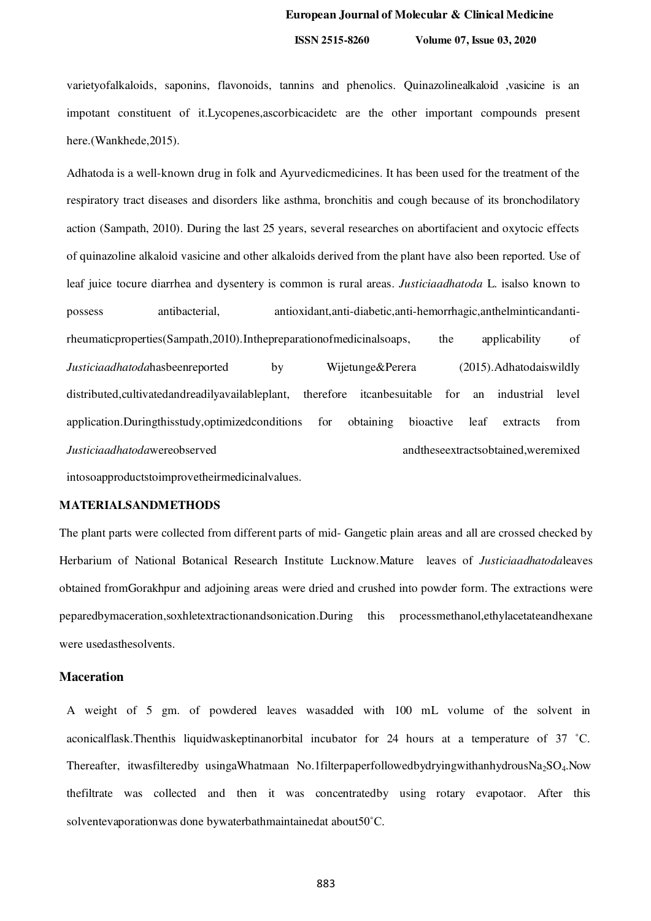varietyofalkaloids, saponins, flavonoids, tannins and phenolics. Quinazolinealkaloid ,vasicine is an impotant constituent of it.Lycopenes,ascorbicacidetc are the other important compounds present here.(Wankhede,2015).

Adhatoda is a well-known drug in folk and Ayurvedicmedicines. It has been used for the treatment of the respiratory tract diseases and disorders like asthma, bronchitis and cough because of its bronchodilatory action (Sampath, 2010). During the last 25 years, several researches on abortifacient and oxytocic effects of quinazoline alkaloid vasicine and other alkaloids derived from the plant have also been reported. Use of leaf juice tocure diarrhea and dysentery is common is rural areas. *Justiciaadhatoda* L. isalso known to possess antibacterial, antioxidant,anti-diabetic,anti-hemorrhagic,anthelminticandanti-rheumaticproperties(Sampath,2010).Inthepreparationofmedicinalsoaps, the applicability of *Justiciaadhatoda*hasbeenreported by Wijetunge&Perera (2015).Adhatodaiswildly distributed,cultivatedandreadilyavailableplant, therefore itcanbesuitable for an industrial level application.Duringthisstudy,optimizedconditions for obtaining bioactive leaf extracts from *Justiciaadhatoda*wereobserved andtheseextractsobtained,weremixed intosoapproductstoimprovetheirmedicinalvalues.

## MATERIALSANDMETHODS

The plant parts were collected from different parts of mid- Gangetic plain areas and all are crossed checked by Herbarium of National Botanical Research Institute Lucknow.Mature leaves of *Justiciaadhatoda*leaves obtained fromGorakhpur and adjoining areas were dried and crushed into powder form. The extractions were peparedbymaceration,soxhletextractionandsonication.During this processmethanol,ethylacetateandhexane were usedasthesolvents.

### Maceration

A weight of 5 gm. of powdered leaves wasadded with 100 mL volume of the solvent in aconicalflask.Thenthis liquidwaskeptinanorbital incubator for 24 hours at a temperature of 37 ˚C. Thereafter, itwasfilteredby usingaWhatmaan No.1filterpaperfollowedbydryingwithanhydrous$Na_2SO_4$.Now thefiltrate was collected and then it was concentratedby using rotary evapotaor. After this solventevaporationwas done bywaterbathmaintainedat about50˚C.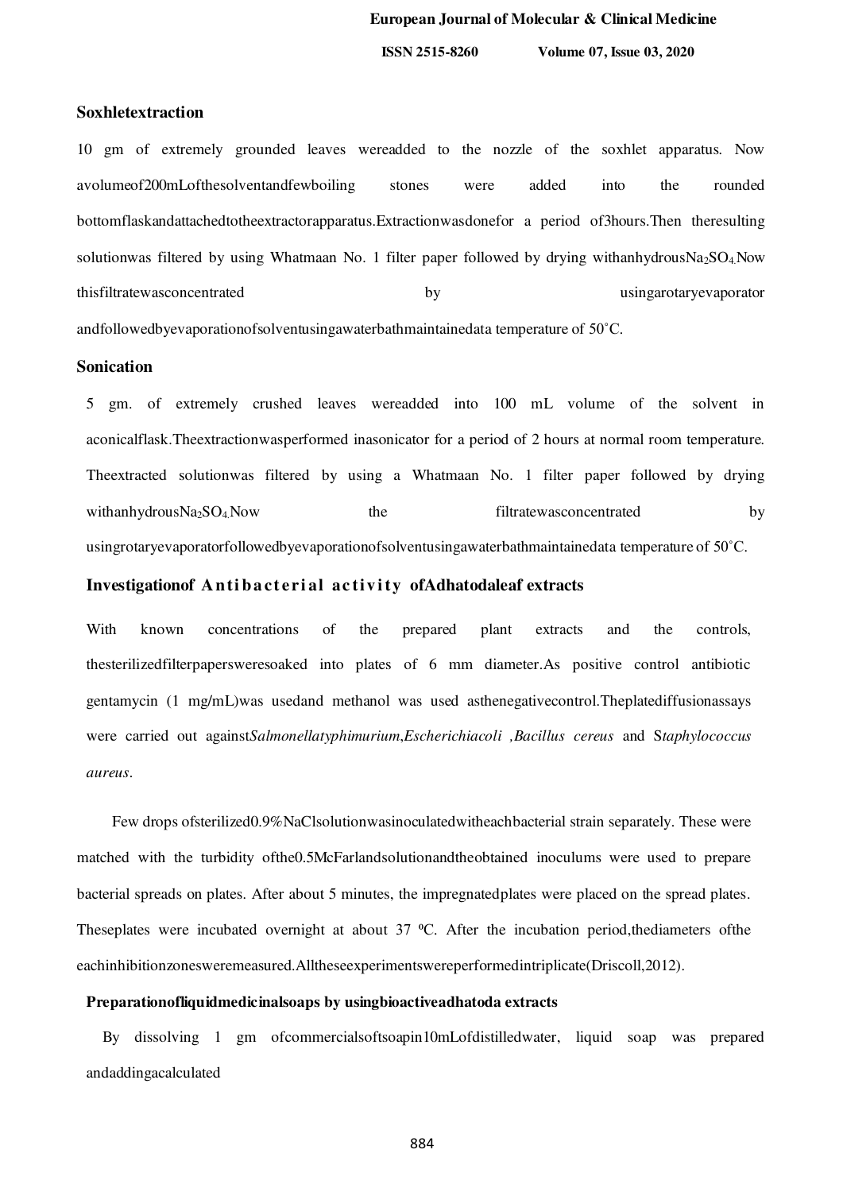### Soxhletextraction

10 gm of extremely grounded leaves wereadded to the nozzle of the soxhlet apparatus. Now avolumeof200mLofthesolventandfewboiling stones were added into the rounded bottomflaskandattachedtotheextractorapparatus.Extractionwasdonefor a period of3hours.Then theresulting solutionwas filtered by using Whatmaan No. 1 filter paper followed by drying withanhydrous$Na_2SO_4$.Now thisfiltratewasconcentrated by usingarotaryevaporator andfollowedbyevaporationofsolventusingawaterbathmaintainedata temperature of 50˚C.

### Sonication

5 gm. of extremely crushed leaves wereadded into 100 mL volume of the solvent in aconicalflask.Theextractionwasperformed inasonicator for a period of 2 hours at normal room temperature. Theextracted solutionwas filtered by using a Whatmaan No. 1 filter paper followed by drying withanhydrous$Na_2SO_4$.Now the filtratewasconcentrated by usingrotaryevaporatorfollowedbyevaporationofsolventusingawaterbathmaintainedata temperature of 50˚C.

### Investigationof Antibacterial activity ofAdhatodaleaf extracts

With known concentrations of the prepared plant extracts and the controls, thesterilizedfilterpapersweresoaked into plates of 6 mm diameter.As positive control antibiotic gentamycin (1 mg/mL)was usedand methanol was used asthenegativecontrol.Theplatediffusionassays were carried out against*Salmonellatyphimurium*,*Escherichiacoli* ,*Bacillus cereus* and S*taphylococcus aureus*.

Few drops ofsterilized0.9%NaClsolutionwasinoculatedwitheachbacterial strain separately. These were matched with the turbidity ofthe0.5McFarlandsolutionandtheobtained inoculums were used to prepare bacterial spreads on plates. After about 5 minutes, the impregnatedplates were placed on the spread plates. Theseplates were incubated overnight at about 37 ºC. After the incubation period,thediameters ofthe eachinhibitionzonesweremeasured.Alltheseexperimentswereperformedintriplicate(Driscoll,2012).

### Preparationofliquidmedicinalsoaps by usingbioactiveadhatoda extracts

By dissolving 1 gm ofcommercialsoftsoapin10mLofdistilledwater, liquid soap was prepared andaddingacalculated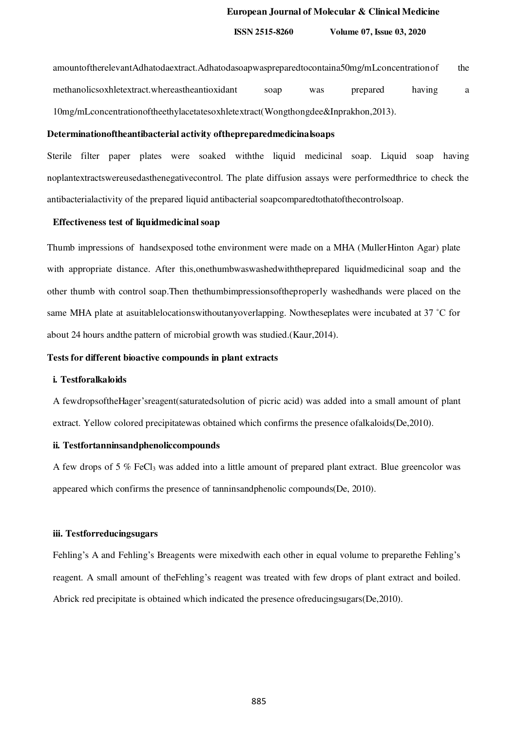amountoftherelevantAdhatodaextract.Adhatodasoapwaspreparedtocontaina50mg/mLconcentrationof the methanolicsoxhletextract.whereastheantioxidant soap was prepared having a 10mg/mLconcentrationoftheethylacetatesoxhletextract(Wongthongdee&Inprakhon,2013).

**Determinationoftheantibacterial activity ofthepreparedmedicinalsoaps**

Sterile filter paper plates were soaked withthe liquid medicinal soap. Liquid soap having noplantextractswereusedasthenegativecontrol. The plate diffusion assays were performedthrice to check the antibacterialactivity of the prepared liquid antibacterial soapcomparedtothatofthecontrolsoap.

**Effectiveness test of liquidmedicinal soap**

Thumb impressions of handsexposed tothe environment were made on a MHA (MullerHinton Agar) plate with appropriate distance. After this,onethumbwaswashedwiththeprepared liquidmedicinal soap and the other thumb with control soap.Then thethumbimpressionsoftheproperly washedhands were placed on the same MHA plate at asuitablelocationswithoutanyoverlapping. Nowtheseplates were incubated at 37 ˚C for about 24 hours andthe pattern of microbial growth was studied.(Kaur,2014).

**Tests for different bioactive compounds in plant extracts**

**i. Testforalkaloids**

A fewdropsoftheHager'sreagent(saturatedsolution of picric acid) was added into a small amount of plant extract. Yellow colored precipitatewas obtained which confirms the presence ofalkaloids(De,2010).

**ii. Testfortanninsandphenoliccompounds**

A few drops of 5 % $FeCl_3$ was added into a little amount of prepared plant extract. Blue greencolor was appeared which confirms the presence of tanninsandphenolic compounds(De, 2010).

**iii. Testforreducingsugars**

Fehling's A and Fehling's Breagents were mixedwith each other in equal volume to preparethe Fehling's reagent. A small amount of theFehling's reagent was treated with few drops of plant extract and boiled. Abrick red precipitate is obtained which indicated the presence ofreducingsugars(De,2010).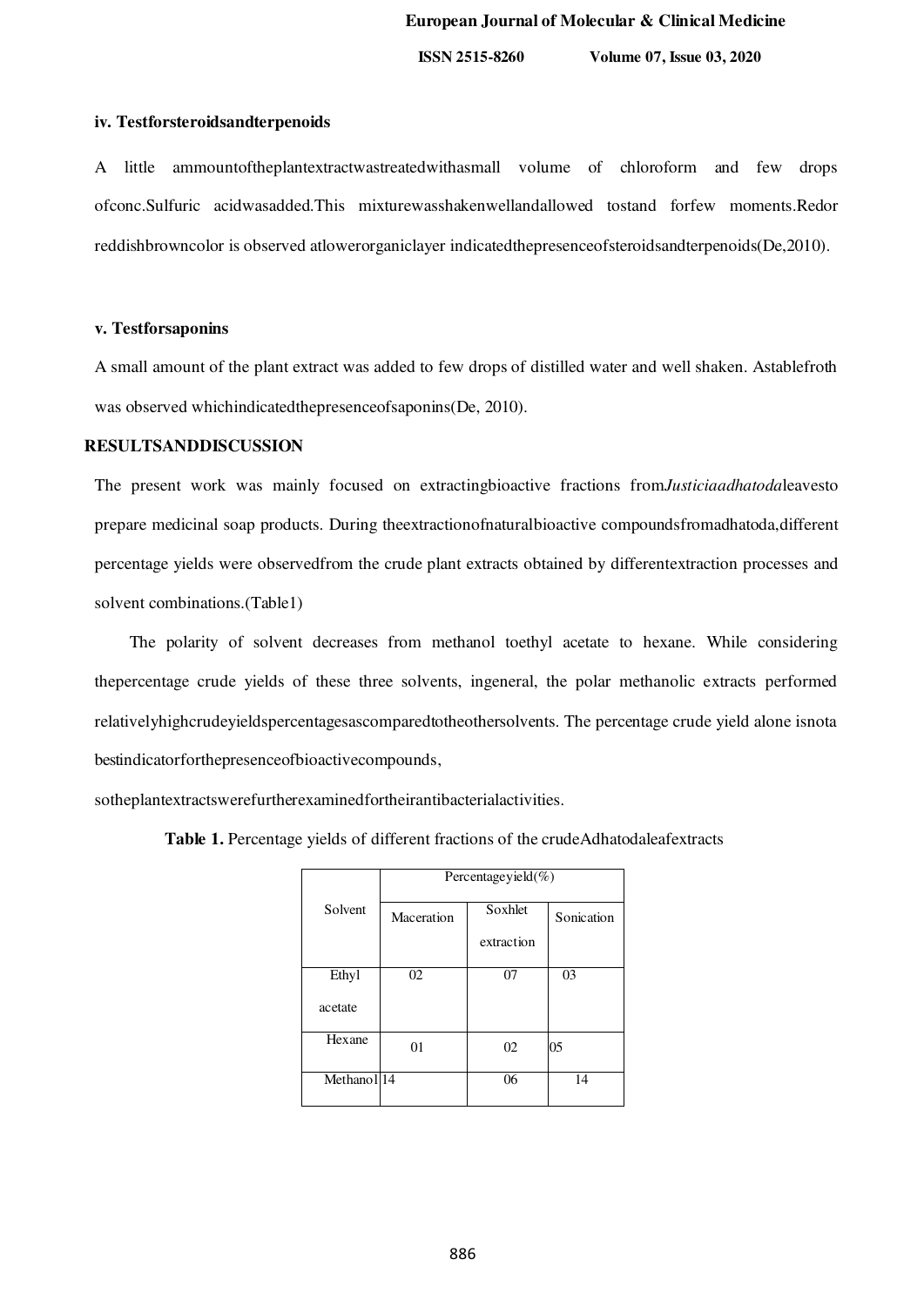### iv. Testforsteroidsandterpenoids

A little ammountoftheplantextractwastreatedwithasmall volume of chloroform and few drops ofconc.Sulfuric acidwasadded.This mixturewasshakenwellandallowed tostand forfew moments.Redor reddishbrowncolor is observed atlowerorganiclayer indicatedthepresenceofsteroidsandterpenoids(De,2010).

### v. Testforsaponins

A small amount of the plant extract was added to few drops of distilled water and well shaken. Astablefroth was observed whichindicatedthepresenceofsaponins(De, 2010).

## RESULTSANDDISCUSSION

The present work was mainly focused on extractingbioactive fractions from*Justiciaadhatoda*leavesto prepare medicinal soap products. During theextractionofnaturalbioactive compoundsfromadhatoda,different percentage yields were observedfrom the crude plant extracts obtained by differentextraction processes and solvent combinations.(Table1)

The polarity of solvent decreases from methanol toethyl acetate to hexane. While considering thepercentage crude yields of these three solvents, ingeneral, the polar methanolic extracts performed relativelyhighcrudeyieldspercentagesascomparedtotheothersolvents. The percentage crude yield alone isnota bestindicatorforthepresenceofbioactivecompounds, sotheplantextractswerefurtherexaminedfortheirantibacterialactivities.

**Table 1.** Percentage yields of different fractions of the crudeAdhatodaleafextracts

| Solvent | Percentageyield(%) | | |
|---|---|---|---|
| | Maceration | Soxhlet extraction | Sonication |
| Ethyl acetate | 02 | 07 | 03 |
| Hexane | 01 | 02 | 05 |
| Methanol | 14 | 06 | 14 |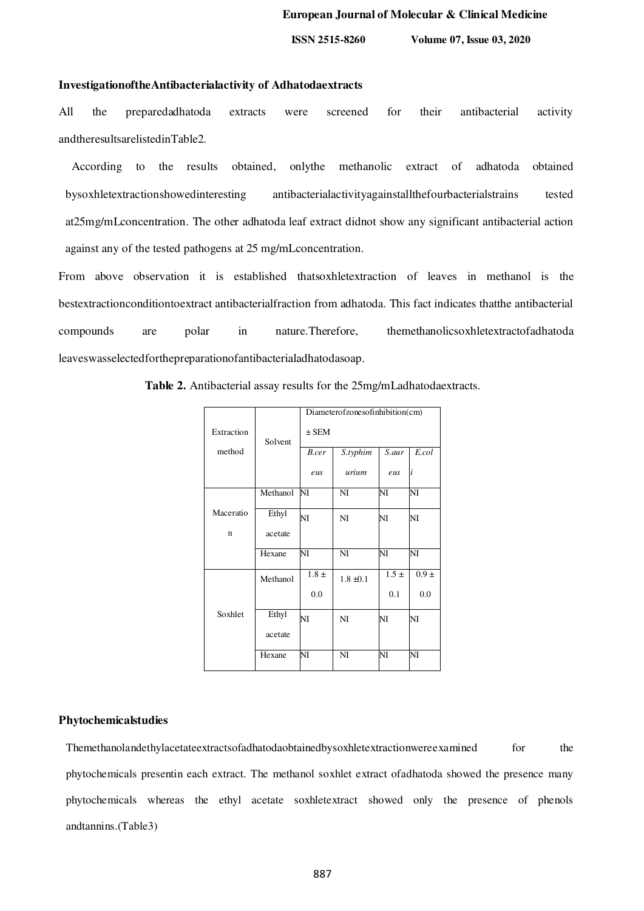**InvestigationoftheAntibacterialactivity of Adhatodaextracts**

All the preparedadhatoda extracts were screened for their antibacterial activity andtheresultsarelistedinTable2.

According to the results obtained, onlythe methanolic extract of adhatoda obtained bysoxhletextractionshowedinteresting antibacterialactivityagainstallthefourbacterialstrains tested at25mg/mLconcentration. The other adhatoda leaf extract didnot show any significant antibacterial action against any of the tested pathogens at 25 mg/mLconcentration.

From above observation it is established thatsoxhletextraction of leaves in methanol is the bestextractionconditiontoextract antibacterialfraction from adhatoda. This fact indicates thatthe antibacterial compounds are polar in nature.Therefore, themethanolicsoxhletextractofadhatoda leaveswasselectedforthepreparationofantibacterialadhatodasoap.

**Table 2.** Antibacterial assay results for the 25mg/mLadhatodaextracts.

| Extraction method | Solvent | Diameterofzonesofinhibition(cm) ± SEM | | | |
|---|---|---|---|---|---|
| | | *B.cereus* | *S.typhimurium* | *S.aureus* | *E.coli* |
| Maceration | Methanol | NI | NI | NI | NI |
| | Ethyl acetate | NI | NI | NI | NI |
| | Hexane | NI | NI | NI | NI |
| Soxhlet | Methanol | 1.8 ± 0.0 | 1.8 ±0.1 | 1.5 ± 0.1 | 0.9 ± 0.0 |
| | Ethyl acetate | NI | NI | NI | NI |
| | Hexane | NI | NI | NI | NI |

**Phytochemicalstudies**

Themethanolandethylacetateextractsofadhatodaobtainedbysoxhletextractionwereexamined for the phytochemicals presentin each extract. The methanol soxhlet extract ofadhatoda showed the presence many phytochemicals whereas the ethyl acetate soxhletextract showed only the presence of phenols andtannins.(Table3)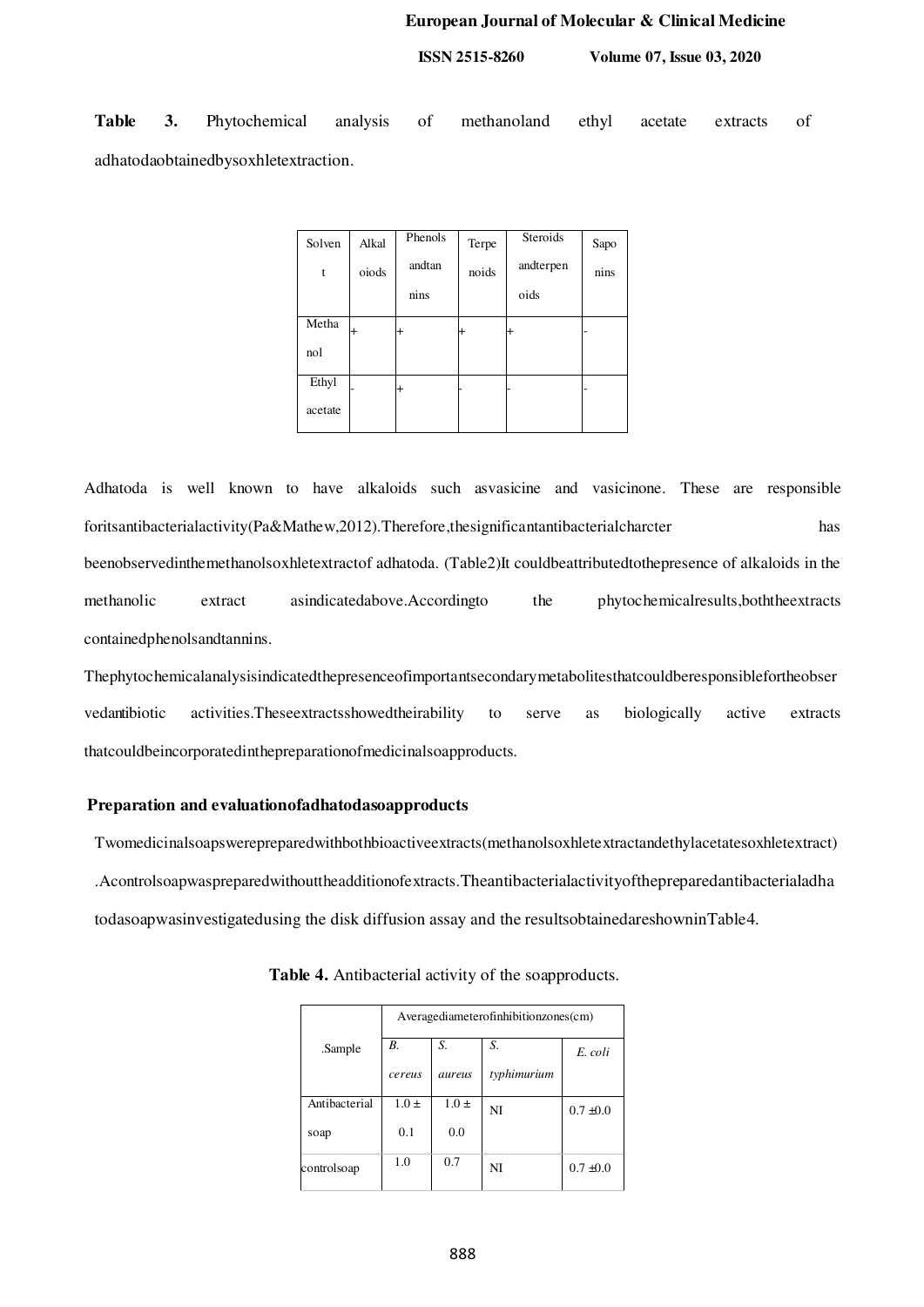**Table 3.** Phytochemical analysis of methanoland ethyl acetate extracts of adhatodaobtainedbysoxhletextraction.

| Solvent | Alkaloids | Phenols andtannins | Terpenoids | Steroids andterpenoids | Saponins |
|---|---|---|---|---|---|
| Methanol | + | + | + | + | - |
| Ethyl acetate | - | + | - | - | - |

Adhatoda is well known to have alkaloids such asvasicine and vasicinone. These are responsible foritsantibacterialactivity(Pa&Mathew,2012).Therefore,thesignificantantibacterialcharcter has beenobservedinthemethanolsoxhletextractof adhatoda. (Table2)It couldbeattributedtothepresence of alkaloids in the methanolic extract asindicatedabove.Accordingto the phytochemicalresults,boththeextracts containedphenolsandtannins.

Thephytochemicalanalysisindicatedthepresenceofimportantsecondarymetabolitesthatcouldberesponsibleforthobservedantibiotic activities.Theseextractsshowedtheirability to serve as biologically active extracts thatcouldbeincorporatedinthepreparationofmedicinalsoapproducts.

### Preparation and evaluationofadhatodasoapproducts

Twomedicinalsoapswerepreparedwithbothbioactiveextracts(methanolsoxhletextractandethylacetatesoxhletextract).Acontrolsoapwaspreparedwithouttheadditionofextracts.Theantibacterialactivityofthepreparedantibacterialadhatodasoapwasinvestigatedusing the disk diffusion assay and the resultsobtainedareshowninTable4.

**Table 4.** Antibacterial activity of the soapproducts.

| .Sample | Averagediameterofinhibitionzones(cm) | | | |
|---|---|---|---|---|
| | *B. cereus* | *S. aureus* | *S. typhimurium* | *E. coli* |
| Antibacterial soap | 1.0 ± 0.1 | 1.0 ± 0.0 | NI | 0.7 ±0.0 |
| controlsoap | 1.0 | 0.7 | NI | 0.7 ±0.0 |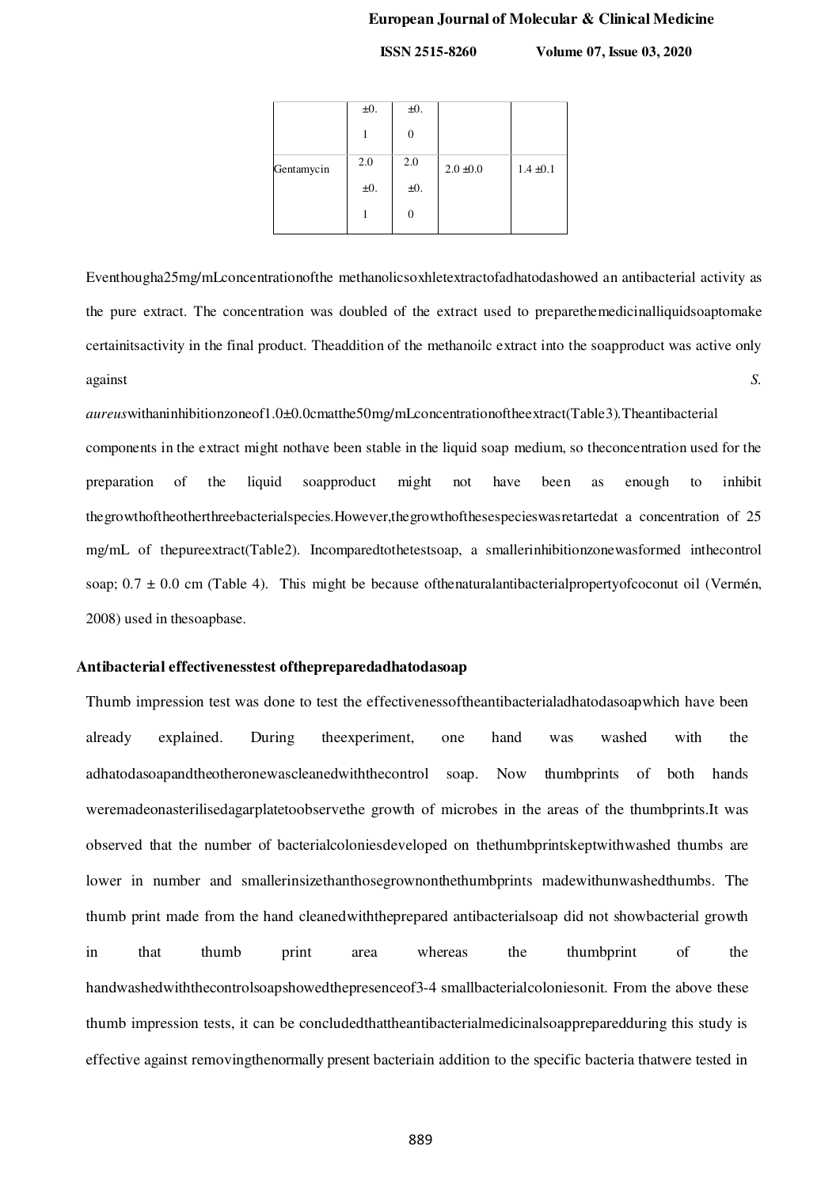| | ±0.1 | ±0.0 | | |
|---|---|---|---|---|
| Gentamycin | 2.0 ±0.1 | 2.0 ±0.0 | 2.0 ±0.0 | 1.4 ±0.1 |

Eventhougha25mg/mLconcentrationofthe methanolicsoxhletextractofadhatodashowed an antibacterial activity as the pure extract. The concentration was doubled of the extract used to preparethemedicinalliquidsoaptomake certainitsactivity in the final product. Theaddition of the methanoilc extract into the soapproduct was active only against *S. aureus*withaninhibitionzoneof1.0±0.0cmatthe50mg/mLconcentrationoftheextract(Table3).Theantibacterial components in the extract might nothave been stable in the liquid soap medium, so theconcentration used for the preparation of the liquid soapproduct might not have been as enough to inhibit thegrowthoftheotherthreebacterialspecies.However,thegrowthofthesespecieswasretartedat a concentration of 25 mg/mL of thepureextract(Table2). Incomparedtothetestsoap, a smallerinhibitionzonewasformed inthecontrol soap; 0.7 ± 0.0 cm (Table 4). This might be because ofthenaturalantibacterialpropertyofcoconut oil (Vermén, 2008) used in thesoapbase.

**Antibacterial effectivenesstest ofthepreparedadhatodasoap**

Thumb impression test was done to test the effectivenessoftheantibacterialadhatodasoapwhich have been already explained. During theexperiment, one hand was washed with the adhatodasoapandtheotheronewascleanedwiththecontrol soap. Now thumbprints of both hands weremadeonasterilisedagarplatetoobservethe growth of microbes in the areas of the thumbprints.It was observed that the number of bacterialcoloniesdeveloped on thethumbprintskeptwithwashed thumbs are lower in number and smallerinsizethanthosegrownonthethumbprints madewithunwashedthumbs. The thumb print made from the hand cleanedwiththeprepared antibacterialsoap did not showbacterial growth in that thumb print area whereas the thumbprint of the handwashedwiththecontrolsoapshowedthepresenceof3-4 smallbacterialcoloniesonit. From the above these thumb impression tests, it can be concludedthattheantibacterialmedicinalsoappreparedduring this study is effective against removingthenormally present bacteriain addition to the specific bacteria thatwere tested in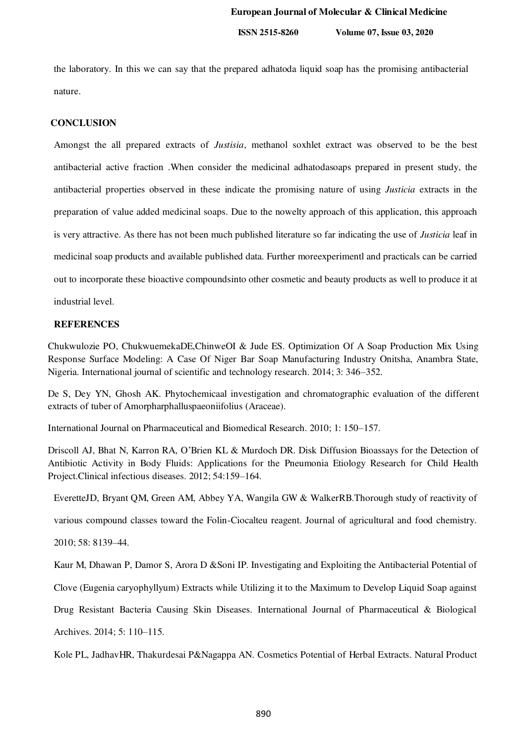the laboratory. In this we can say that the prepared adhatoda liquid soap has the promising antibacterial nature.

## CONCLUSION

Amongst the all prepared extracts of *Justisia*, methanol soxhlet extract was observed to be the best antibacterial active fraction .When consider the medicinal adhatodasoaps prepared in present study, the antibacterial properties observed in these indicate the promising nature of using *Justicia* extracts in the preparation of value added medicinal soaps. Due to the nowelty approach of this application, this approach is very attractive. As there has not been much published literature so far indicating the use of *Justicia* leaf in medicinal soap products and available published data. Further moreexperimentl and practicals can be carried out to incorporate these bioactive compoundsinto other cosmetic and beauty products as well to produce it at industrial level.

## REFERENCES

Chukwulozie PO, ChukwuemekaDE,ChinweOI & Jude ES. Optimization Of A Soap Production Mix Using Response Surface Modeling: A Case Of Niger Bar Soap Manufacturing Industry Onitsha, Anambra State, Nigeria. International journal of scientific and technology research. 2014; 3: 346–352.

De S, Dey YN, Ghosh AK. Phytochemicaal investigation and chromatographic evaluation of the different extracts of tuber of Amorpharphalluspaeoniifolius (Araceae).

International Journal on Pharmaceutical and Biomedical Research. 2010; 1: 150–157.

Driscoll AJ, Bhat N, Karron RA, O'Brien KL & Murdoch DR. Disk Diffusion Bioassays for the Detection of Antibiotic Activity in Body Fluids: Applications for the Pneumonia Etiology Research for Child Health Project.Clinical infectious diseases. 2012; 54:159–164.

EveretteJD, Bryant QM, Green AM, Abbey YA, Wangila GW & WalkerRB.Thorough study of reactivity of various compound classes toward the Folin-Ciocalteu reagent. Journal of agricultural and food chemistry. 2010; 58: 8139–44.

Kaur M, Dhawan P, Damor S, Arora D &Soni IP. Investigating and Exploiting the Antibacterial Potential of Clove (Eugenia caryophyllyum) Extracts while Utilizing it to the Maximum to Develop Liquid Soap against Drug Resistant Bacteria Causing Skin Diseases. International Journal of Pharmaceutical & Biological Archives. 2014; 5: 110–115.

Kole PL, JadhavHR, Thakurdesai P&Nagappa AN. Cosmetics Potential of Herbal Extracts. Natural Product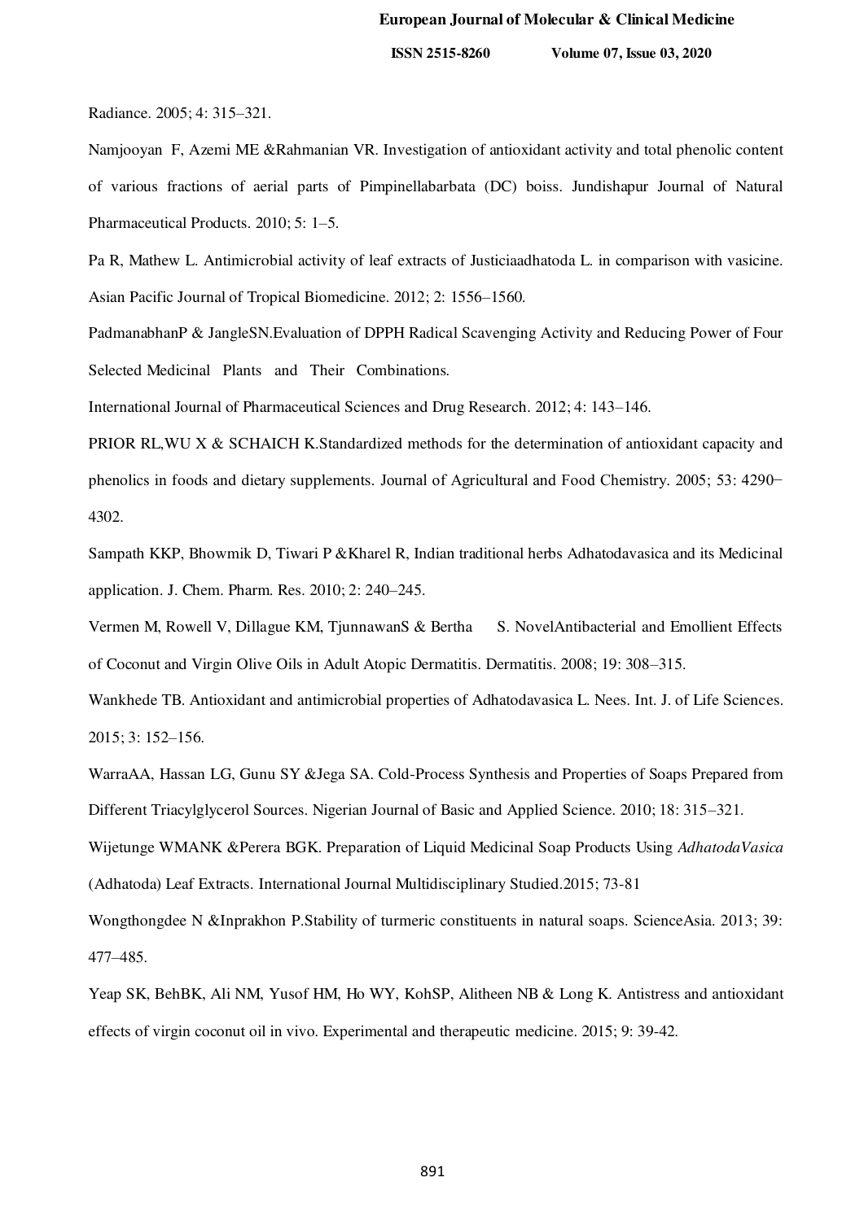Radiance. 2005; 4: 315–321.

Namjooyan F, Azemi ME &Rahmanian VR. Investigation of antioxidant activity and total phenolic content of various fractions of aerial parts of Pimpinellabarbata (DC) boiss. Jundishapur Journal of Natural Pharmaceutical Products. 2010; 5: 1–5.

Pa R, Mathew L. Antimicrobial activity of leaf extracts of Justiciaadhatoda L. in comparison with vasicine. Asian Pacific Journal of Tropical Biomedicine. 2012; 2: 1556–1560.

PadmanabhanP & JangleSN.Evaluation of DPPH Radical Scavenging Activity and Reducing Power of Four Selected Medicinal Plants and Their Combinations.

International Journal of Pharmaceutical Sciences and Drug Research. 2012; 4: 143–146.

PRIOR RL,WU X & SCHAICH K.Standardized methods for the determination of antioxidant capacity and phenolics in foods and dietary supplements. Journal of Agricultural and Food Chemistry. 2005; 53: 4290–4302.

Sampath KKP, Bhowmik D, Tiwari P &Kharel R, Indian traditional herbs Adhatodavasica and its Medicinal application. J. Chem. Pharm. Res. 2010; 2: 240–245.

Vermen M, Rowell V, Dillague KM, TjunnawanS & Bertha S. NovelAntibacterial and Emollient Effects of Coconut and Virgin Olive Oils in Adult Atopic Dermatitis. Dermatitis. 2008; 19: 308–315.

Wankhede TB. Antioxidant and antimicrobial properties of Adhatodavasica L. Nees. Int. J. of Life Sciences. 2015; 3: 152–156.

WarraAA, Hassan LG, Gunu SY &Jega SA. Cold-Process Synthesis and Properties of Soaps Prepared from Different Triacylglycerol Sources. Nigerian Journal of Basic and Applied Science. 2010; 18: 315–321.

Wijetunge WMANK &Perera BGK. Preparation of Liquid Medicinal Soap Products Using *AdhatodaVasica* (Adhatoda) Leaf Extracts. International Journal Multidisciplinary Studied.2015; 73-81

Wongthongdee N &Inprakhon P.Stability of turmeric constituents in natural soaps. ScienceAsia. 2013; 39: 477–485.

Yeap SK, BehBK, Ali NM, Yusof HM, Ho WY, KohSP, Alitheen NB & Long K. Antistress and antioxidant effects of virgin coconut oil in vivo. Experimental and therapeutic medicine. 2015; 9: 39-42.